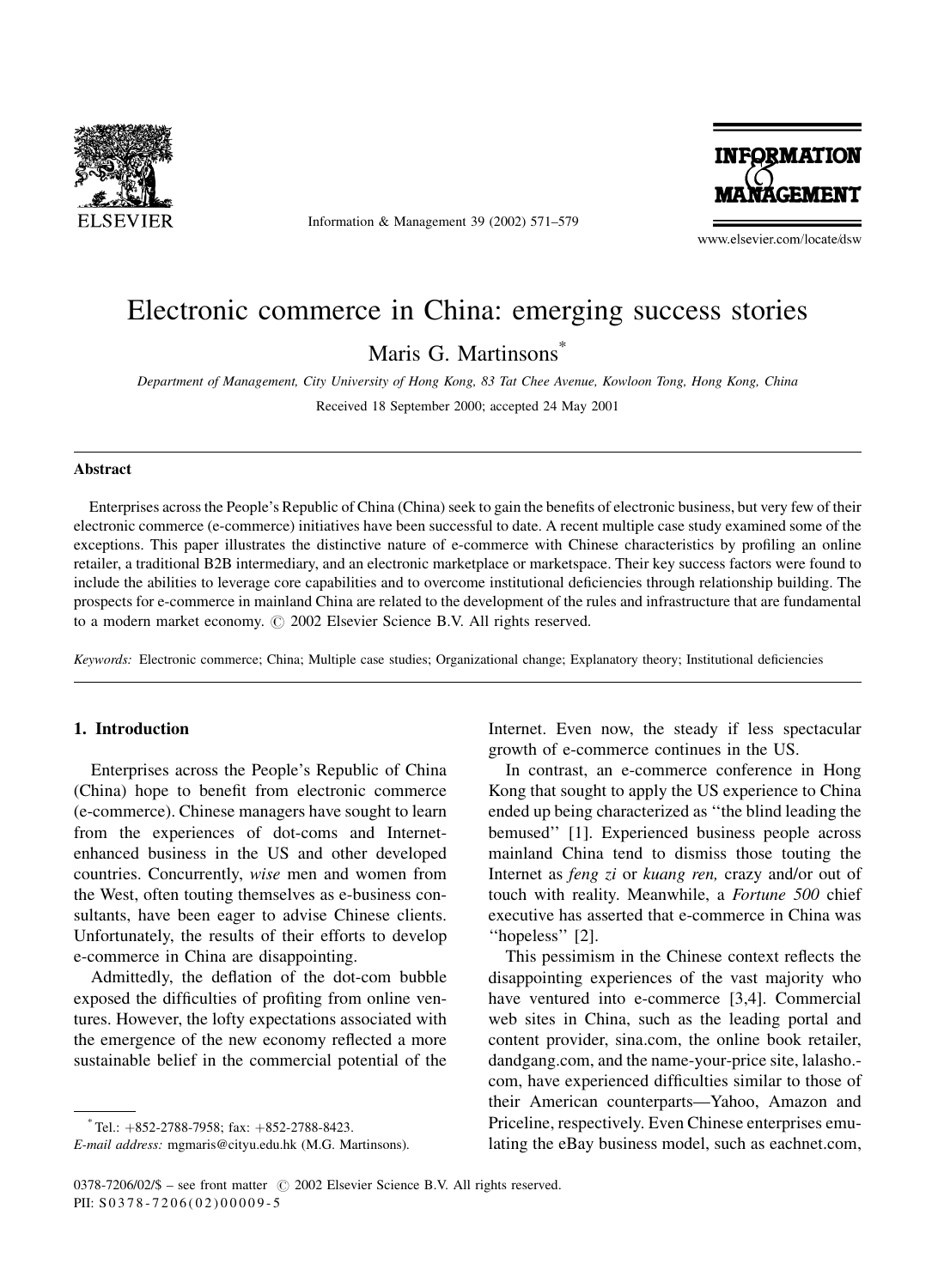# Electronic commerce in China: emerging success stories

Maris G. Martinsons*

*Department of Management, City University of Hong Kong, 83 Tat Chee Avenue, Kowloon Tong, Hong Kong, China*

Received 18 September 2000; accepted 24 May 2001

## Abstract

Enterprises across the People's Republic of China (China) seek to gain the benefits of electronic business, but very few of their electronic commerce (e-commerce) initiatives have been successful to date. A recent multiple case study examined some of the exceptions. This paper illustrates the distinctive nature of e-commerce with Chinese characteristics by profiling an online retailer, a traditional B2B intermediary, and an electronic marketplace or marketspace. Their key success factors were found to include the abilities to leverage core capabilities and to overcome institutional deficiencies through relationship building. The prospects for e-commerce in mainland China are related to the development of the rules and infrastructure that are fundamental to a modern market economy. © 2002 Elsevier Science B.V. All rights reserved.

*Keywords:* Electronic commerce; China; Multiple case studies; Organizational change; Explanatory theory; Institutional deficiencies

## 1. Introduction

Enterprises across the People's Republic of China (China) hope to benefit from electronic commerce (e-commerce). Chinese managers have sought to learn from the experiences of dot-coms and Internet-enhanced business in the US and other developed countries. Concurrently, *wise* men and women from the West, often touting themselves as e-business consultants, have been eager to advise Chinese clients. Unfortunately, the results of their efforts to develop e-commerce in China are disappointing.

Admittedly, the deflation of the dot-com bubble exposed the difficulties of profiting from online ventures. However, the lofty expectations associated with the emergence of the new economy reflected a more sustainable belief in the commercial potential of the Internet. Even now, the steady if less spectacular growth of e-commerce continues in the US.

In contrast, an e-commerce conference in Hong Kong that sought to apply the US experience to China ended up being characterized as "the blind leading the bemused" [1]. Experienced business people across mainland China tend to dismiss those touting the Internet as *feng zi* or *kuang ren,* crazy and/or out of touch with reality. Meanwhile, a *Fortune 500* chief executive has asserted that e-commerce in China was "hopeless" [2].

This pessimism in the Chinese context reflects the disappointing experiences of the vast majority who have ventured into e-commerce [3,4]. Commercial web sites in China, such as the leading portal and content provider, sina.com, the online book retailer, dandgang.com, and the name-your-price site, lalasho.com, have experienced difficulties similar to those of their American counterparts—Yahoo, Amazon and Priceline, respectively. Even Chinese enterprises emulating the eBay business model, such as eachnet.com,

* Tel.: +852-2788-7958; fax: +852-2788-8423.
*E-mail address:* mgmaris@cityu.edu.hk (M.G. Martinsons).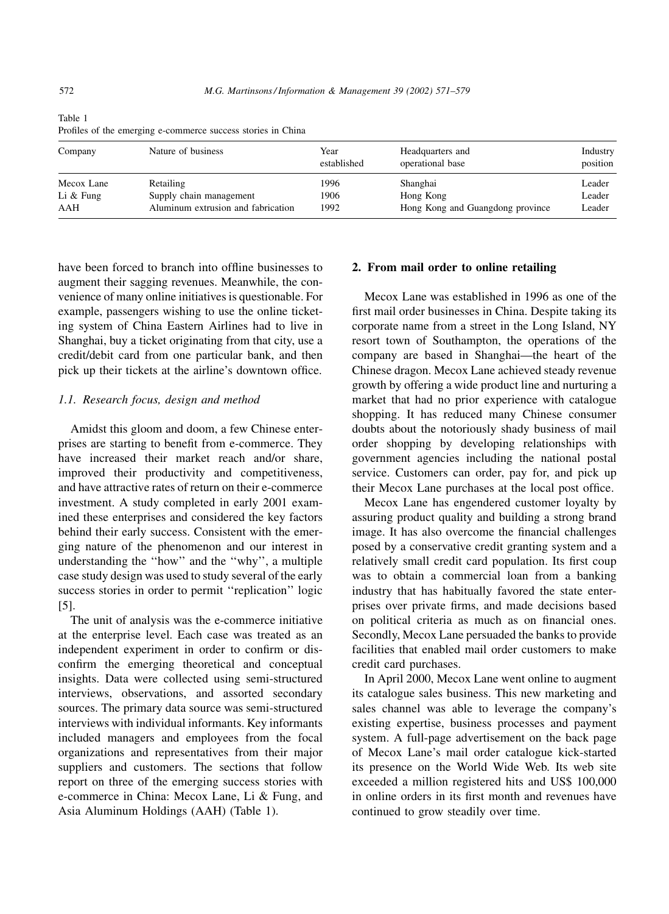Table 1
Profiles of the emerging e-commerce success stories in China

| Company | Nature of business | Year established | Headquarters and operational base | Industry position |
|---|---|---|---|---|
| Mecox Lane | Retailing | 1996 | Shanghai | Leader |
| Li & Fung | Supply chain management | 1906 | Hong Kong | Leader |
| AAH | Aluminum extrusion and fabrication | 1992 | Hong Kong and Guangdong province | Leader |

have been forced to branch into offline businesses to augment their sagging revenues. Meanwhile, the convenience of many online initiatives is questionable. For example, passengers wishing to use the online ticketing system of China Eastern Airlines had to live in Shanghai, buy a ticket originating from that city, use a credit/debit card from one particular bank, and then pick up their tickets at the airline's downtown office.

### 1.1. Research focus, design and method

Amidst this gloom and doom, a few Chinese enterprises are starting to benefit from e-commerce. They have increased their market reach and/or share, improved their productivity and competitiveness, and have attractive rates of return on their e-commerce investment. A study completed in early 2001 examined these enterprises and considered the key factors behind their early success. Consistent with the emerging nature of the phenomenon and our interest in understanding the "how" and the "why", a multiple case study design was used to study several of the early success stories in order to permit "replication" logic [5].

The unit of analysis was the e-commerce initiative at the enterprise level. Each case was treated as an independent experiment in order to confirm or disconfirm the emerging theoretical and conceptual insights. Data were collected using semi-structured interviews, observations, and assorted secondary sources. The primary data source was semi-structured interviews with individual informants. Key informants included managers and employees from the focal organizations and representatives from their major suppliers and customers. The sections that follow report on three of the emerging success stories with e-commerce in China: Mecox Lane, Li & Fung, and Asia Aluminum Holdings (AAH) (Table 1).

## 2. From mail order to online retailing

Mecox Lane was established in 1996 as one of the first mail order businesses in China. Despite taking its corporate name from a street in the Long Island, NY resort town of Southampton, the operations of the company are based in Shanghai—the heart of the Chinese dragon. Mecox Lane achieved steady revenue growth by offering a wide product line and nurturing a market that had no prior experience with catalogue shopping. It has reduced many Chinese consumer doubts about the notoriously shady business of mail order shopping by developing relationships with government agencies including the national postal service. Customers can order, pay for, and pick up their Mecox Lane purchases at the local post office.

Mecox Lane has engendered customer loyalty by assuring product quality and building a strong brand image. It has also overcome the financial challenges posed by a conservative credit granting system and a relatively small credit card population. Its first coup was to obtain a commercial loan from a banking industry that has habitually favored the state enterprises over private firms, and made decisions based on political criteria as much as on financial ones. Secondly, Mecox Lane persuaded the banks to provide facilities that enabled mail order customers to make credit card purchases.

In April 2000, Mecox Lane went online to augment its catalogue sales business. This new marketing and sales channel was able to leverage the company's existing expertise, business processes and payment system. A full-page advertisement on the back page of Mecox Lane's mail order catalogue kick-started its presence on the World Wide Web. Its web site exceeded a million registered hits and US$ 100,000 in online orders in its first month and revenues have continued to grow steadily over time.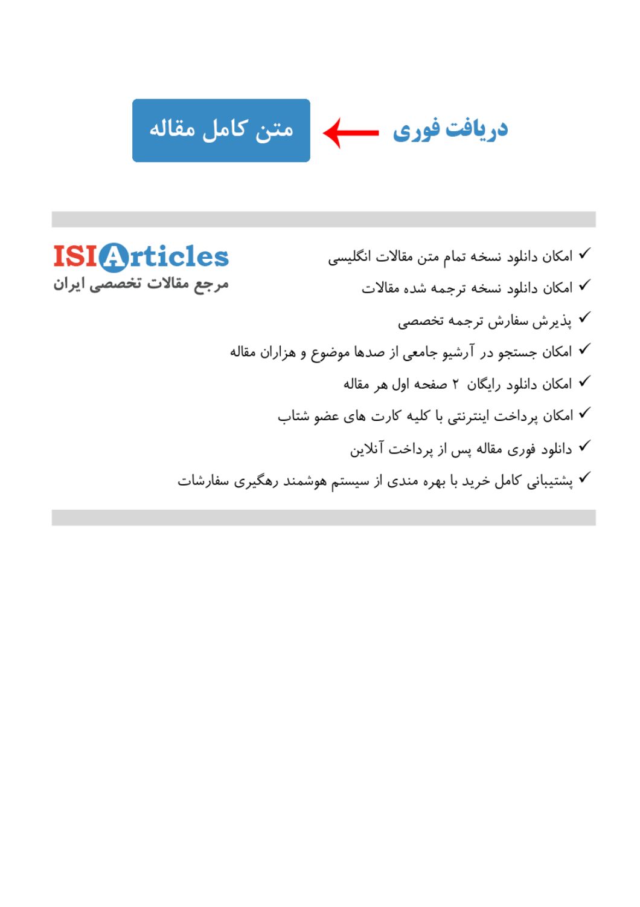دریافت فوری ← **متن کامل مقاله**

**ISIArticles**

مرجع مقالات تخصصی ایران

- ✓ امکان دانلود نسخه تمام متن مقالات انگلیسی
- ✓ امکان دانلود نسخه ترجمه شده مقالات
- ✓ پذیرش سفارش ترجمه تخصصی
- ✓ امکان جستجو در آرشیو جامعی از صدها موضوع و هزاران مقاله
- ✓ امکان دانلود رایگان ۲ صفحه اول هر مقاله
- ✓ امکان پرداخت اینترنتی با کلیه کارت های عضو شتاب
- ✓ دانلود فوری مقاله پس از پرداخت آنلاین
- ✓ پشتیبانی کامل خرید با بهره مندی از سیستم هوشمند رهگیری سفارشات